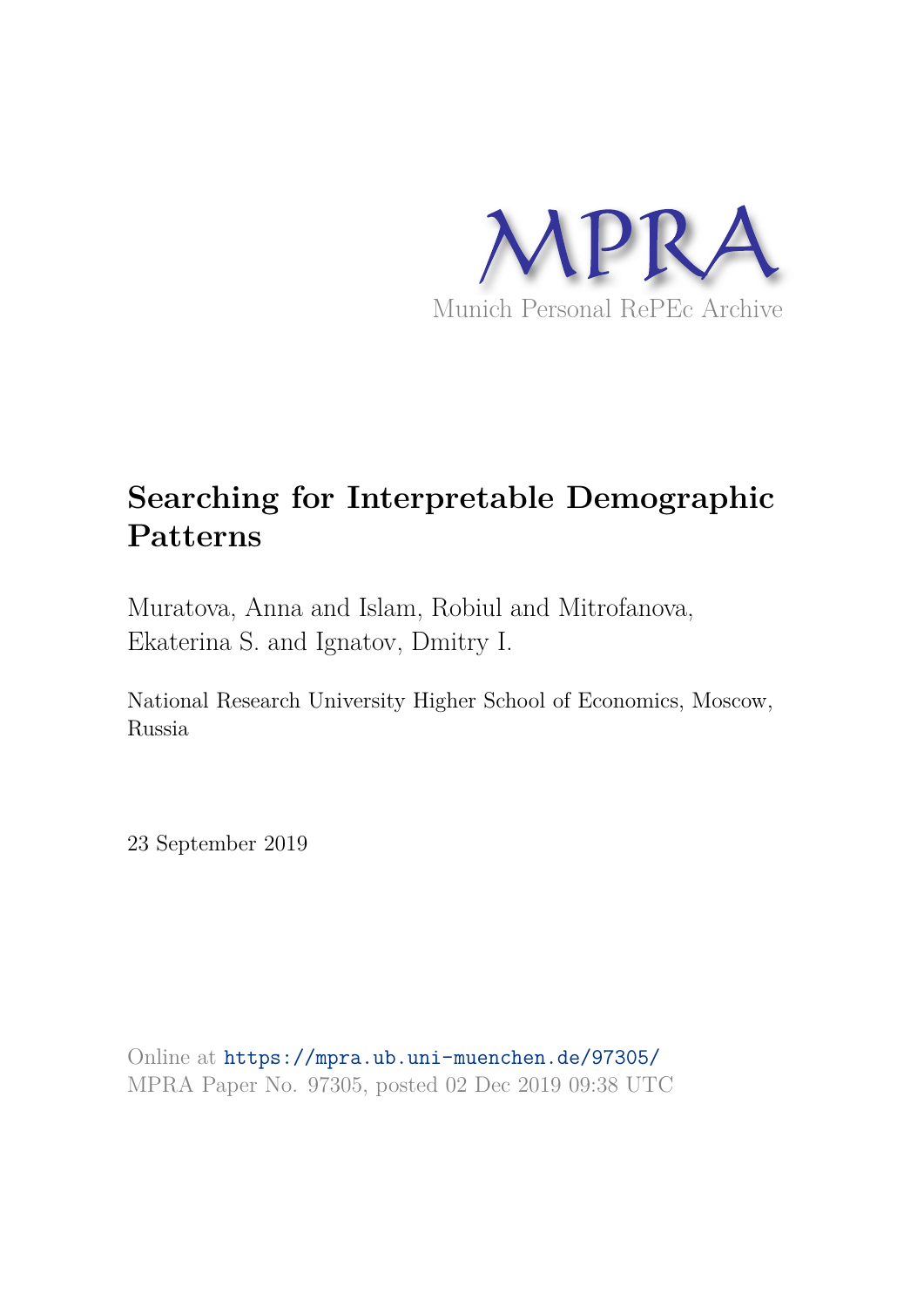MPRA

Munich Personal RePEc Archive

# Searching for Interpretable Demographic Patterns

Muratova, Anna and Islam, Robiul and Mitrofanova, Ekaterina S. and Ignatov, Dmitry I.

National Research University Higher School of Economics, Moscow, Russia

23 September 2019

Online at https://mpra.ub.uni-muenchen.de/97305/
MPRA Paper No. 97305, posted 02 Dec 2019 09:38 UTC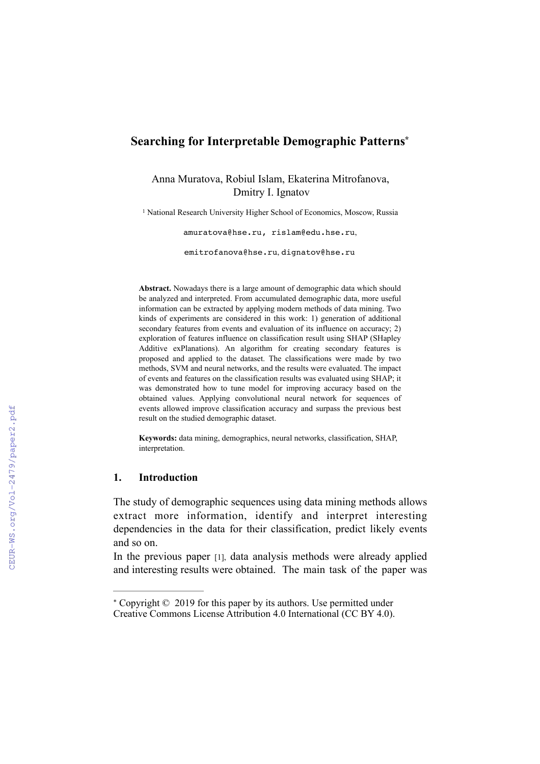# Searching for Interpretable Demographic Patterns*

Anna Muratova, Robiul Islam, Ekaterina Mitrofanova, Dmitry I. Ignatov

[1] National Research University Higher School of Economics, Moscow, Russia

amuratova@hse.ru, rislam@edu.hse.ru, emitrofanova@hse.ru, dignatov@hse.ru

**Abstract.** Nowadays there is a large amount of demographic data which should be analyzed and interpreted. From accumulated demographic data, more useful information can be extracted by applying modern methods of data mining. Two kinds of experiments are considered in this work: 1) generation of additional secondary features from events and evaluation of its influence on accuracy; 2) exploration of features influence on classification result using SHAP (SHapley Additive exPlanations). An algorithm for creating secondary features is proposed and applied to the dataset. The classifications were made by two methods, SVM and neural networks, and the results were evaluated. The impact of events and features on the classification results was evaluated using SHAP; it was demonstrated how to tune model for improving accuracy based on the obtained values. Applying convolutional neural network for sequences of events allowed improve classification accuracy and surpass the previous best result on the studied demographic dataset.

**Keywords:** data mining, demographics, neural networks, classification, SHAP, interpretation.

## 1. Introduction

The study of demographic sequences using data mining methods allows extract more information, identify and interpret interesting dependencies in the data for their classification, predict likely events and so on.

In the previous paper [1], data analysis methods were already applied and interesting results were obtained. The main task of the paper was

* Copyright © 2019 for this paper by its authors. Use permitted under Creative Commons License Attribution 4.0 International (CC BY 4.0).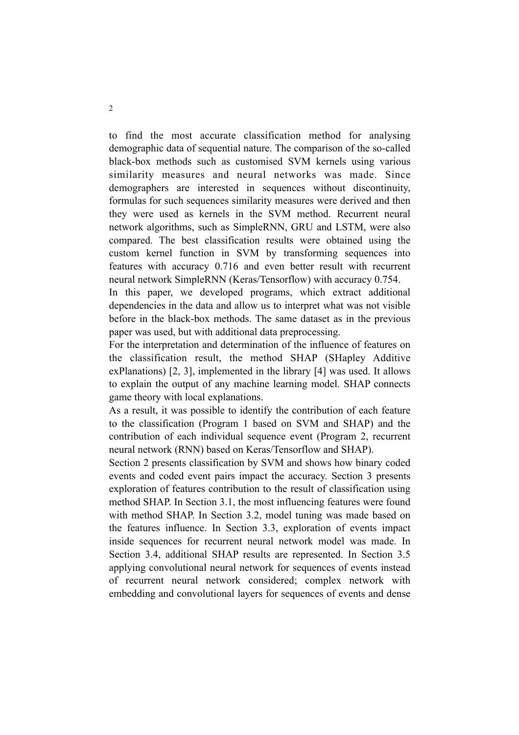to find the most accurate classification method for analysing demographic data of sequential nature. The comparison of the so-called black-box methods such as customised SVM kernels using various similarity measures and neural networks was made. Since demographers are interested in sequences without discontinuity, formulas for such sequences similarity measures were derived and then they were used as kernels in the SVM method. Recurrent neural network algorithms, such as SimpleRNN, GRU and LSTM, were also compared. The best classification results were obtained using the custom kernel function in SVM by transforming sequences into features with accuracy 0.716 and even better result with recurrent neural network SimpleRNN (Keras/Tensorflow) with accuracy 0.754.

In this paper, we developed programs, which extract additional dependencies in the data and allow us to interpret what was not visible before in the black-box methods. The same dataset as in the previous paper was used, but with additional data preprocessing.

For the interpretation and determination of the influence of features on the classification result, the method SHAP (SHapley Additive exPlanations) [2, 3], implemented in the library [4] was used. It allows to explain the output of any machine learning model. SHAP connects game theory with local explanations.

As a result, it was possible to identify the contribution of each feature to the classification (Program 1 based on SVM and SHAP) and the contribution of each individual sequence event (Program 2, recurrent neural network (RNN) based on Keras/Tensorflow and SHAP).

Section 2 presents classification by SVM and shows how binary coded events and coded event pairs impact the accuracy. Section 3 presents exploration of features contribution to the result of classification using method SHAP. In Section 3.1, the most influencing features were found with method SHAP. In Section 3.2, model tuning was made based on the features influence. In Section 3.3, exploration of events impact inside sequences for recurrent neural network model was made. In Section 3.4, additional SHAP results are represented. In Section 3.5 applying convolutional neural network for sequences of events instead of recurrent neural network considered; complex network with embedding and convolutional layers for sequences of events and dense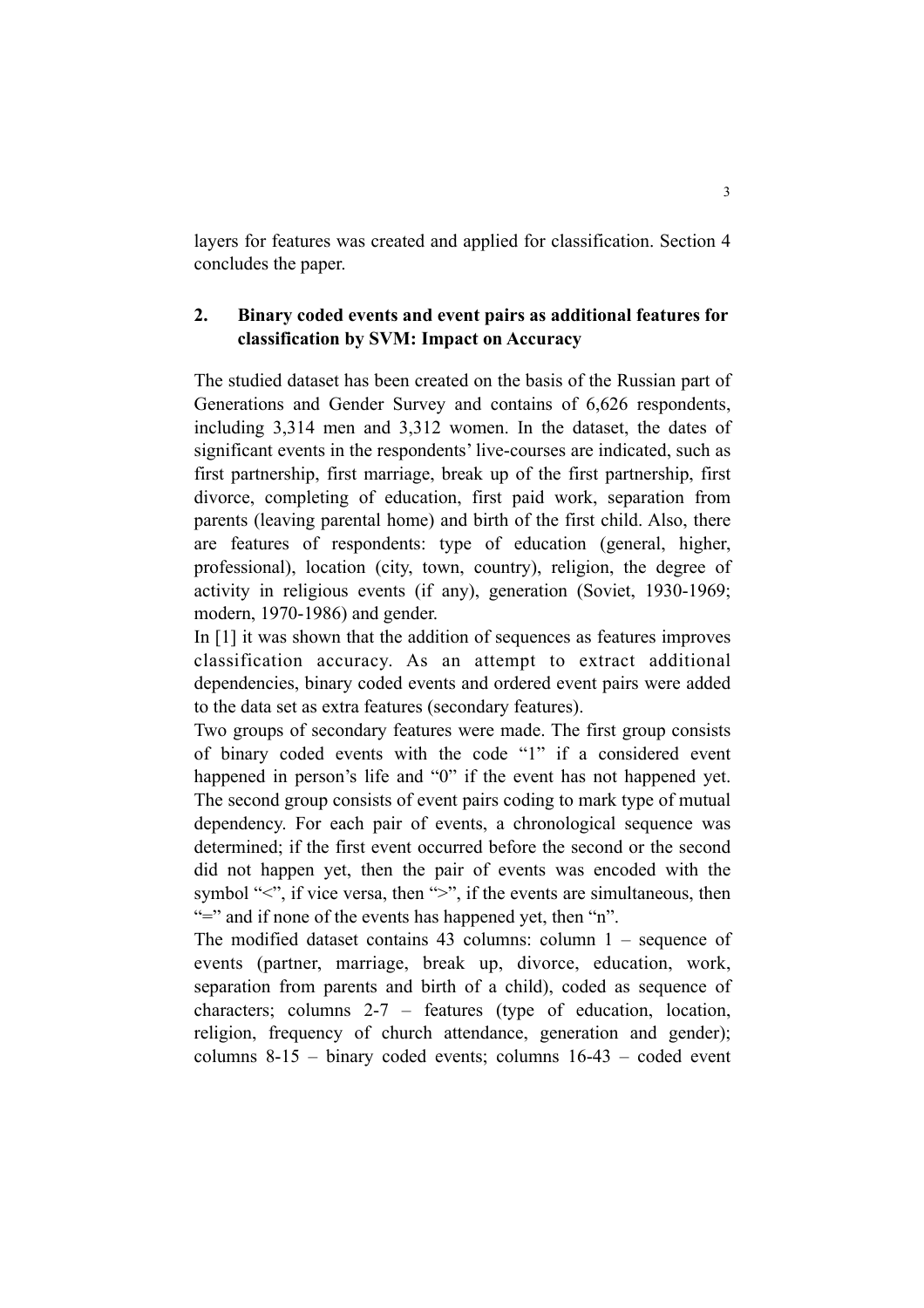layers for features was created and applied for classification. Section 4 concludes the paper.

## 2. Binary coded events and event pairs as additional features for classification by SVM: Impact on Accuracy

The studied dataset has been created on the basis of the Russian part of Generations and Gender Survey and contains of 6,626 respondents, including 3,314 men and 3,312 women. In the dataset, the dates of significant events in the respondents' live-courses are indicated, such as first partnership, first marriage, break up of the first partnership, first divorce, completing of education, first paid work, separation from parents (leaving parental home) and birth of the first child. Also, there are features of respondents: type of education (general, higher, professional), location (city, town, country), religion, the degree of activity in religious events (if any), generation (Soviet, 1930-1969; modern, 1970-1986) and gender.

In [1] it was shown that the addition of sequences as features improves classification accuracy. As an attempt to extract additional dependencies, binary coded events and ordered event pairs were added to the data set as extra features (secondary features).

Two groups of secondary features were made. The first group consists of binary coded events with the code "1" if a considered event happened in person's life and "0" if the event has not happened yet. The second group consists of event pairs coding to mark type of mutual dependency. For each pair of events, a chronological sequence was determined; if the first event occurred before the second or the second did not happen yet, then the pair of events was encoded with the symbol "<", if vice versa, then ">", if the events are simultaneous, then "=" and if none of the events has happened yet, then "n".

The modified dataset contains 43 columns: column 1 – sequence of events (partner, marriage, break up, divorce, education, work, separation from parents and birth of a child), coded as sequence of characters; columns 2-7 – features (type of education, location, religion, frequency of church attendance, generation and gender); columns 8-15 – binary coded events; columns 16-43 – coded event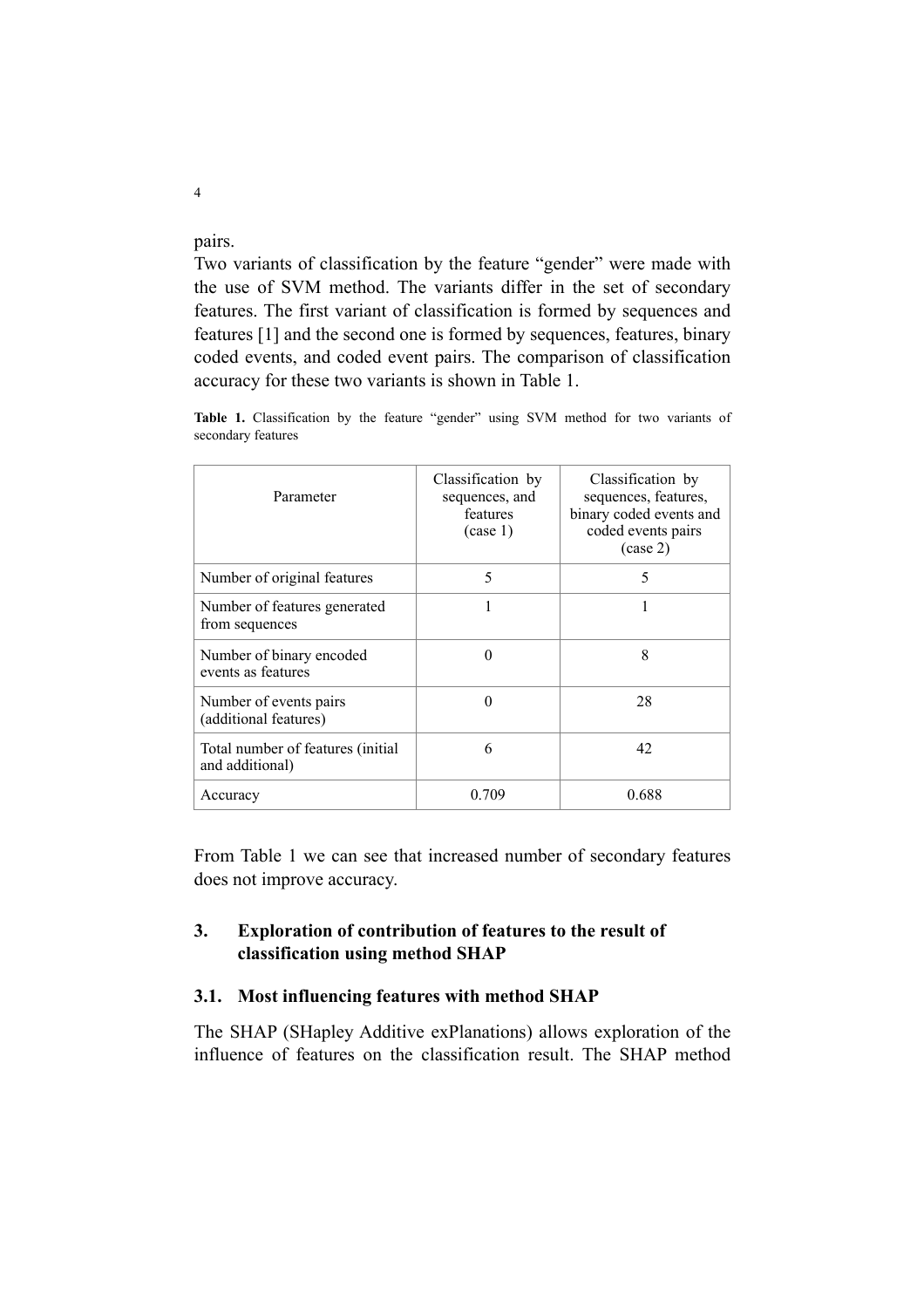pairs.

Two variants of classification by the feature "gender" were made with the use of SVM method. The variants differ in the set of secondary features. The first variant of classification is formed by sequences and features [1] and the second one is formed by sequences, features, binary coded events, and coded event pairs. The comparison of classification accuracy for these two variants is shown in Table 1.

**Table 1.** Classification by the feature "gender" using SVM method for two variants of secondary features

| Parameter | Classification by sequences, and features (case 1) | Classification by sequences, features, binary coded events and coded events pairs (case 2) |
|---|---|---|
| Number of original features | 5 | 5 |
| Number of features generated from sequences | 1 | 1 |
| Number of binary encoded events as features | 0 | 8 |
| Number of events pairs (additional features) | 0 | 28 |
| Total number of features (initial and additional) | 6 | 42 |
| Accuracy | 0.709 | 0.688 |

From Table 1 we can see that increased number of secondary features does not improve accuracy.

## 3. Exploration of contribution of features to the result of classification using method SHAP

### 3.1. Most influencing features with method SHAP

The SHAP (SHapley Additive exPlanations) allows exploration of the influence of features on the classification result. The SHAP method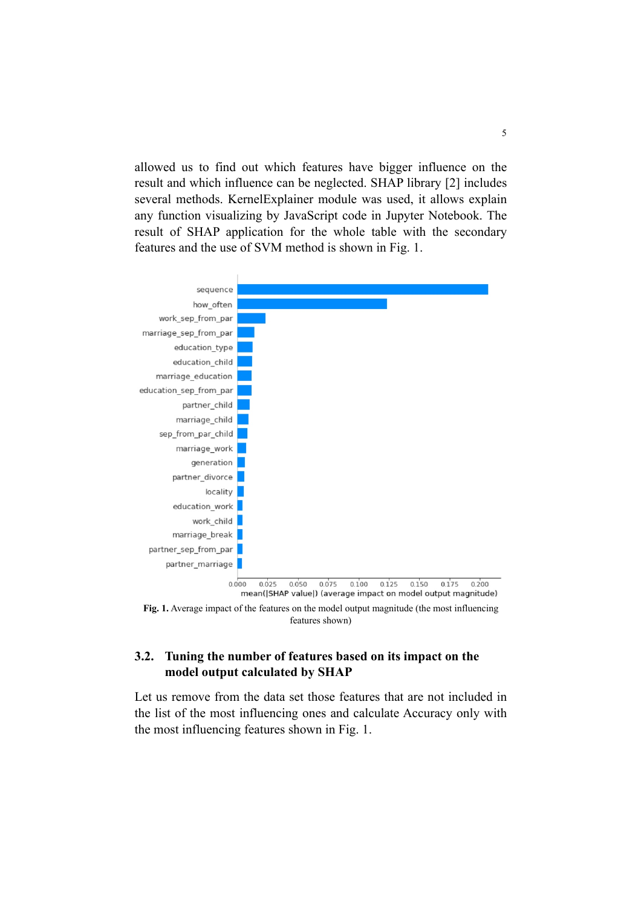allowed us to find out which features have bigger influence on the result and which influence can be neglected. SHAP library [2] includes several methods. KernelExplainer module was used, it allows explain any function visualizing by JavaScript code in Jupyter Notebook. The result of SHAP application for the whole table with the secondary features and the use of SVM method is shown in Fig. 1.

**Fig. 1.** Average impact of the features on the model output magnitude (the most influencing features shown)

### 3.2. Tuning the number of features based on its impact on the model output calculated by SHAP

Let us remove from the data set those features that are not included in the list of the most influencing ones and calculate Accuracy only with the most influencing features shown in Fig. 1.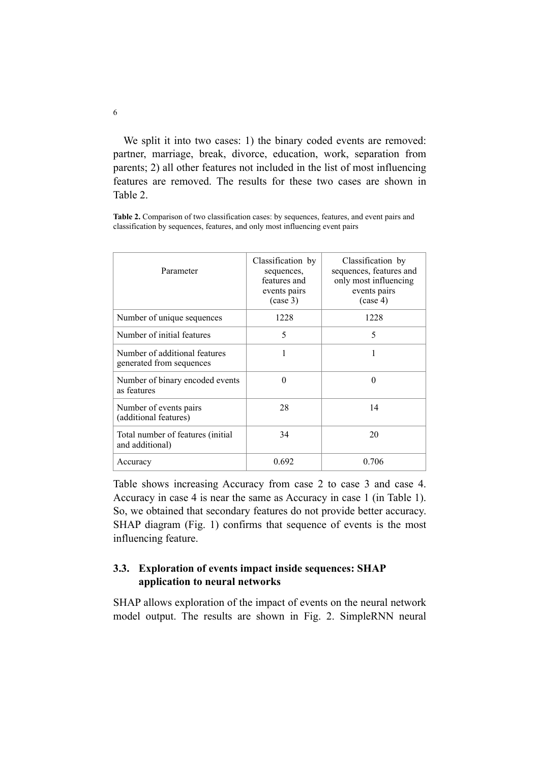We split it into two cases: 1) the binary coded events are removed: partner, marriage, break, divorce, education, work, separation from parents; 2) all other features not included in the list of most influencing features are removed. The results for these two cases are shown in Table 2.

**Table 2.** Comparison of two classification cases: by sequences, features, and event pairs and classification by sequences, features, and only most influencing event pairs

| Parameter | Classification by sequences, features and events pairs (case 3) | Classification by sequences, features and only most influencing events pairs (case 4) |
|---|---|---|
| Number of unique sequences | 1228 | 1228 |
| Number of initial features | 5 | 5 |
| Number of additional features generated from sequences | 1 | 1 |
| Number of binary encoded events as features | 0 | 0 |
| Number of events pairs (additional features) | 28 | 14 |
| Total number of features (initial and additional) | 34 | 20 |
| Accuracy | 0.692 | 0.706 |

Table shows increasing Accuracy from case 2 to case 3 and case 4. Accuracy in case 4 is near the same as Accuracy in case 1 (in Table 1). So, we obtained that secondary features do not provide better accuracy. SHAP diagram (Fig. 1) confirms that sequence of events is the most influencing feature.

### 3.3. Exploration of events impact inside sequences: SHAP application to neural networks

SHAP allows exploration of the impact of events on the neural network model output. The results are shown in Fig. 2. SimpleRNN neural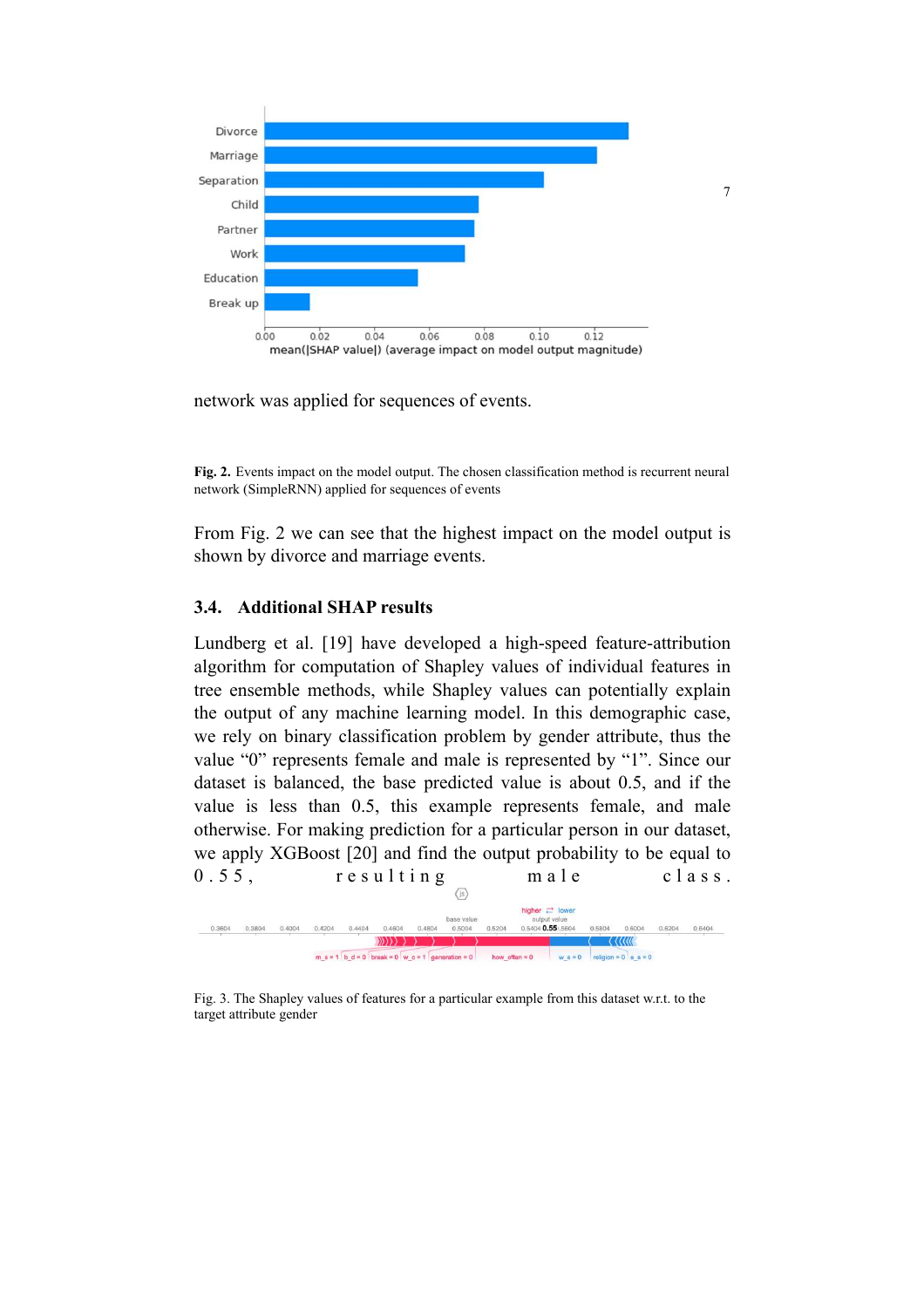network was applied for sequences of events.

**Fig. 2.** Events impact on the model output. The chosen classification method is recurrent neural network (SimpleRNN) applied for sequences of events

From Fig. 2 we can see that the highest impact on the model output is shown by divorce and marriage events.

### 3.4. Additional SHAP results

Lundberg et al. [19] have developed a high-speed feature-attribution algorithm for computation of Shapley values of individual features in tree ensemble methods, while Shapley values can potentially explain the output of any machine learning model. In this demographic case, we rely on binary classification problem by gender attribute, thus the value "0" represents female and male is represented by "1". Since our dataset is balanced, the base predicted value is about 0.5, and if the value is less than 0.5, this example represents female, and male otherwise. For making prediction for a particular person in our dataset, we apply XGBoost [20] and find the output probability to be equal to 0.55, resulting male class.

Fig. 3. The Shapley values of features for a particular example from this dataset w.r.t. to the target attribute gender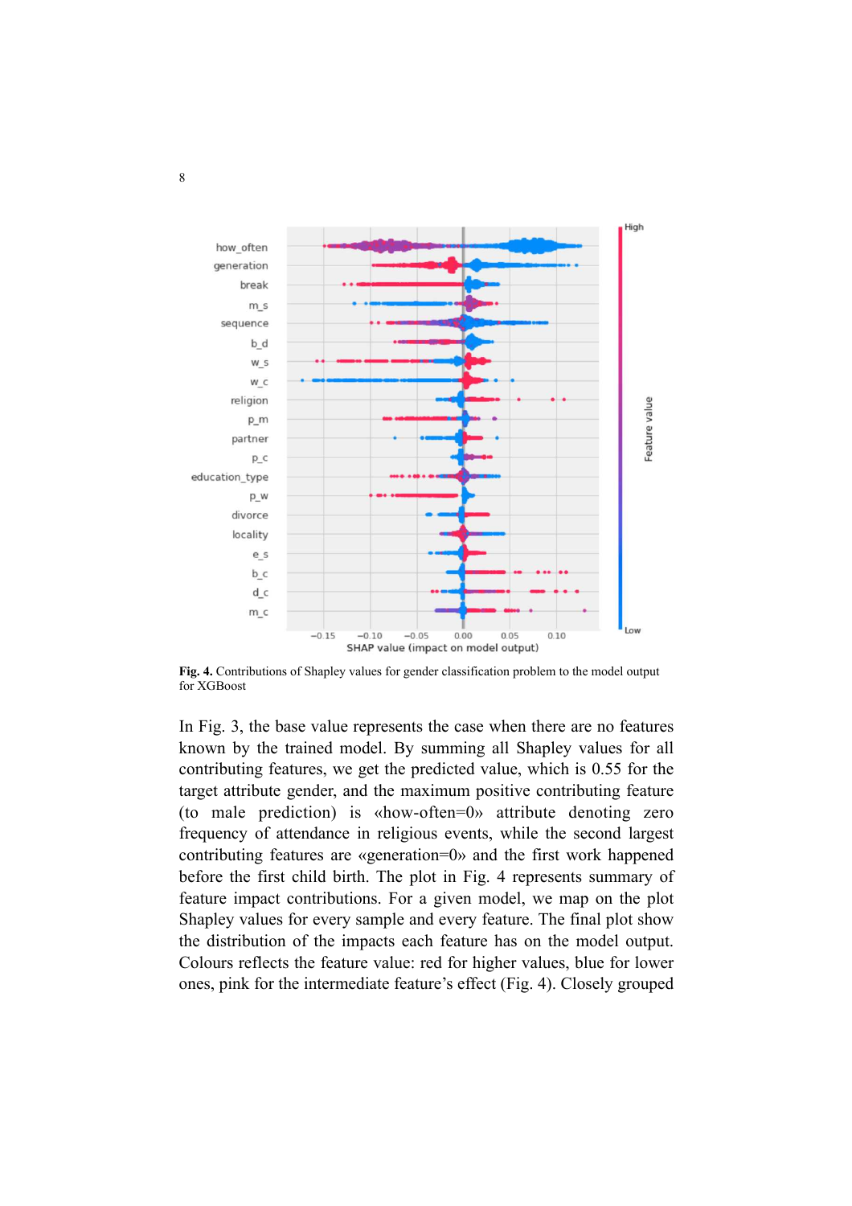**Fig. 4.** Contributions of Shapley values for gender classification problem to the model output for XGBoost

In Fig. 3, the base value represents the case when there are no features known by the trained model. By summing all Shapley values for all contributing features, we get the predicted value, which is 0.55 for the target attribute gender, and the maximum positive contributing feature (to male prediction) is «how-often=0» attribute denoting zero frequency of attendance in religious events, while the second largest contributing features are «generation=0» and the first work happened before the first child birth. The plot in Fig. 4 represents summary of feature impact contributions. For a given model, we map on the plot Shapley values for every sample and every feature. The final plot show the distribution of the impacts each feature has on the model output. Colours reflects the feature value: red for higher values, blue for lower ones, pink for the intermediate feature's effect (Fig. 4). Closely grouped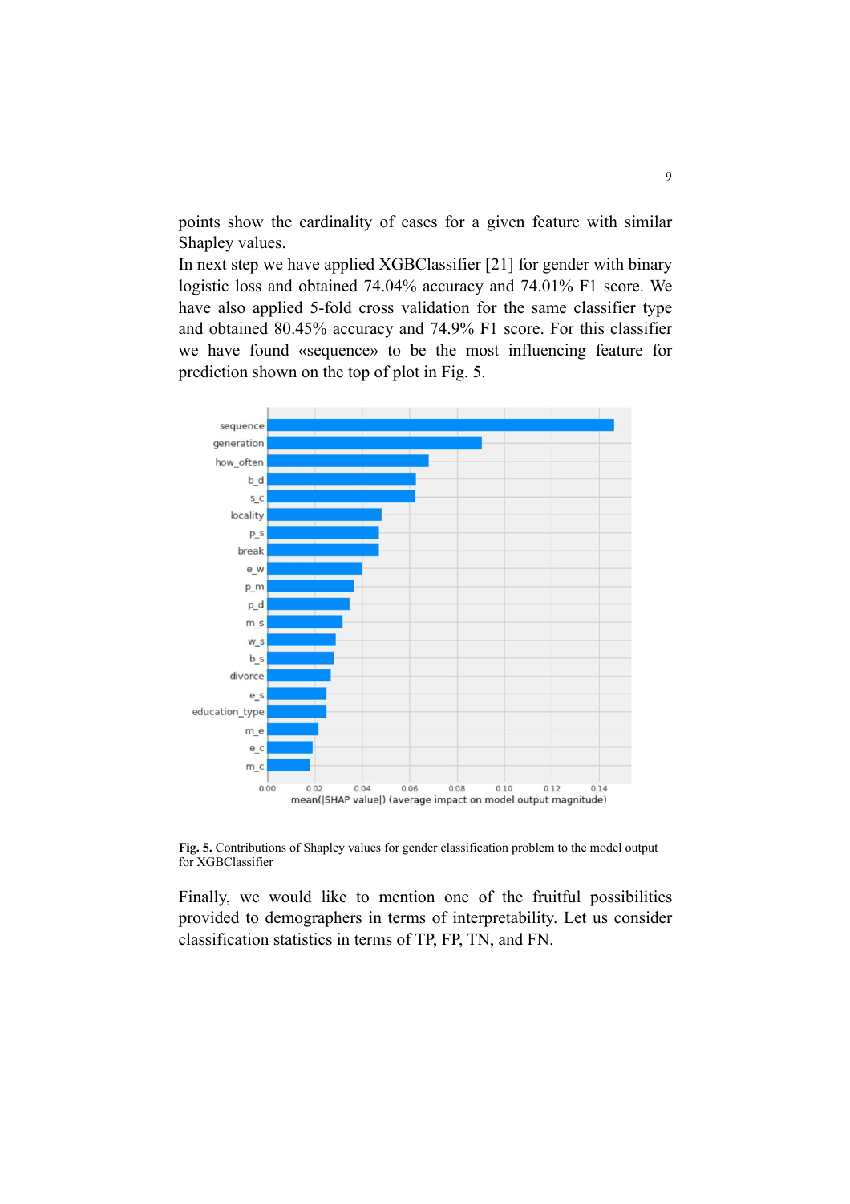points show the cardinality of cases for a given feature with similar Shapley values.

In next step we have applied XGBClassifier [21] for gender with binary logistic loss and obtained 74.04% accuracy and 74.01% F1 score. We have also applied 5-fold cross validation for the same classifier type and obtained 80.45% accuracy and 74.9% F1 score. For this classifier we have found «sequence» to be the most influencing feature for prediction shown on the top of plot in Fig. 5.

**Fig. 5.** Contributions of Shapley values for gender classification problem to the model output for XGBClassifier

Finally, we would like to mention one of the fruitful possibilities provided to demographers in terms of interpretability. Let us consider classification statistics in terms of TP, FP, TN, and FN.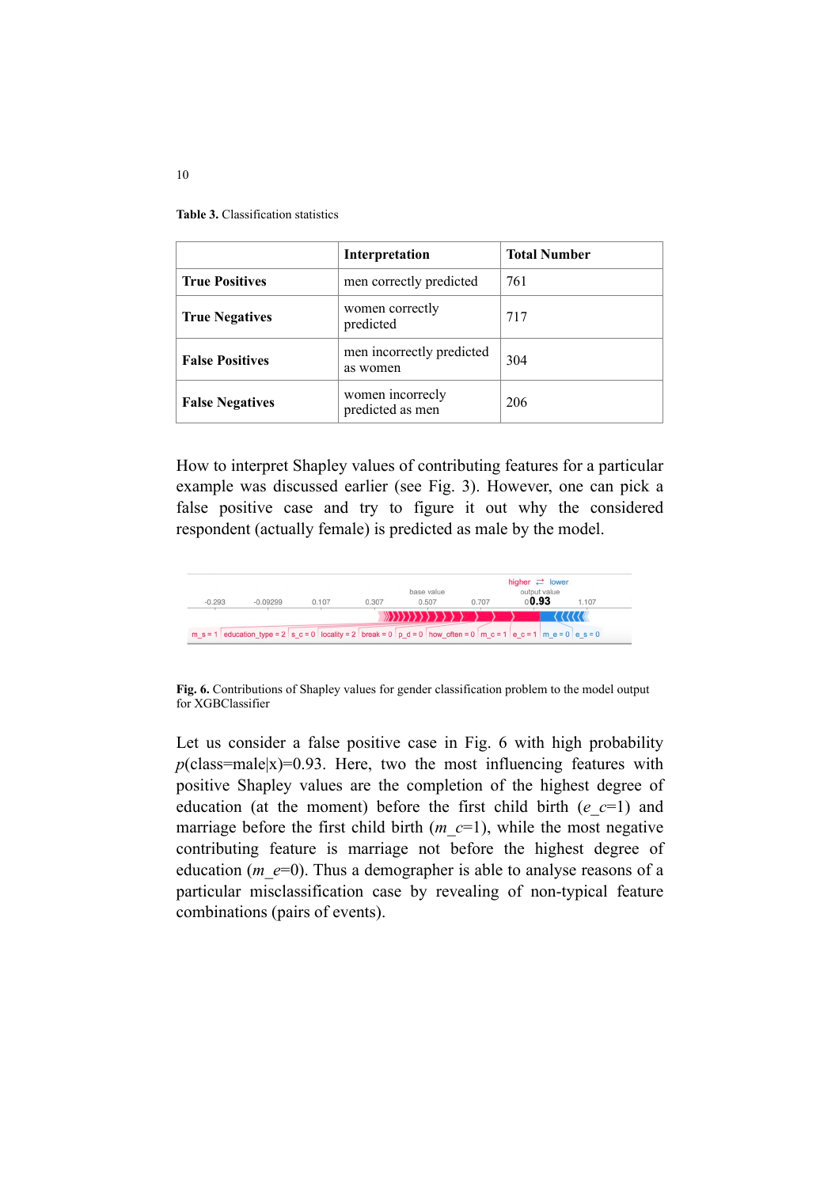**Table 3.** Classification statistics

| | **Interpretation** | **Total Number** |
|---|---|---|
| **True Positives** | men correctly predicted | 761 |
| **True Negatives** | women correctly predicted | 717 |
| **False Positives** | men incorrectly predicted as women | 304 |
| **False Negatives** | women incorrectly predicted as men | 206 |

How to interpret Shapley values of contributing features for a particular example was discussed earlier (see Fig. 3). However, one can pick a false positive case and try to figure it out why the considered respondent (actually female) is predicted as male by the model.

**Fig. 6.** Contributions of Shapley values for gender classification problem to the model output for XGBClassifier

Let us consider a false positive case in Fig. 6 with high probability $p(\text{class=male}|x)=0.93$. Here, two the most influencing features with positive Shapley values are the completion of the highest degree of education (at the moment) before the first child birth ($e\_c$=1) and marriage before the first child birth ($m\_c$=1), while the most negative contributing feature is marriage not before the highest degree of education ($m\_e$=0). Thus a demographer is able to analyse reasons of a particular misclassification case by revealing of non-typical feature combinations (pairs of events).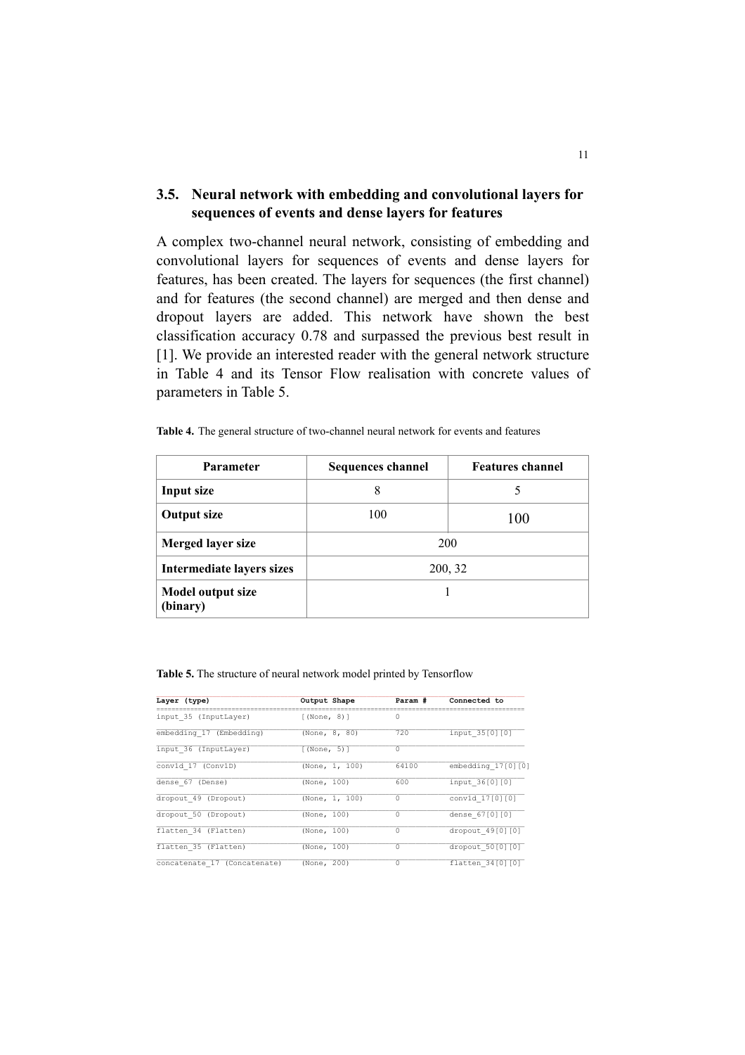### 3.5. Neural network with embedding and convolutional layers for sequences of events and dense layers for features

A complex two-channel neural network, consisting of embedding and convolutional layers for sequences of events and dense layers for features, has been created. The layers for sequences (the first channel) and for features (the second channel) are merged and then dense and dropout layers are added. This network have shown the best classification accuracy 0.78 and surpassed the previous best result in [1]. We provide an interested reader with the general network structure in Table 4 and its Tensor Flow realisation with concrete values of parameters in Table 5.

**Table 4.** The general structure of two-channel neural network for events and features

| Parameter | Sequences channel | Features channel |
|---|---|---|
| **Input size** | 8 | 5 |
| **Output size** | 100 | 100 |
| **Merged layer size** | 200 | |
| **Intermediate layers sizes** | 200, 32 | |
| **Model output size (binary)** | 1 | |

**Table 5.** The structure of neural network model printed by Tensorflow

| Layer (type) | Output Shape | Param # | Connected to |
|---|---|---|---|
| input_35 (InputLayer) | [(None, 8)] | 0 | |
| embedding_17 (Embedding) | (None, 8, 80) | 720 | input_35[0][0] |
| input_36 (InputLayer) | [(None, 5)] | 0 | |
| conv1d_17 (Conv1D) | (None, 1, 100) | 64100 | embedding_17[0][0] |
| dense_67 (Dense) | (None, 100) | 600 | input_36[0][0] |
| dropout_49 (Dropout) | (None, 1, 100) | 0 | conv1d_17[0][0] |
| dropout_50 (Dropout) | (None, 100) | 0 | dense_67[0][0] |
| flatten_34 (Flatten) | (None, 100) | 0 | dropout_49[0][0] |
| flatten_35 (Flatten) | (None, 100) | 0 | dropout_50[0][0] |
| concatenate_17 (Concatenate) | (None, 200) | 0 | flatten_34[0][0] |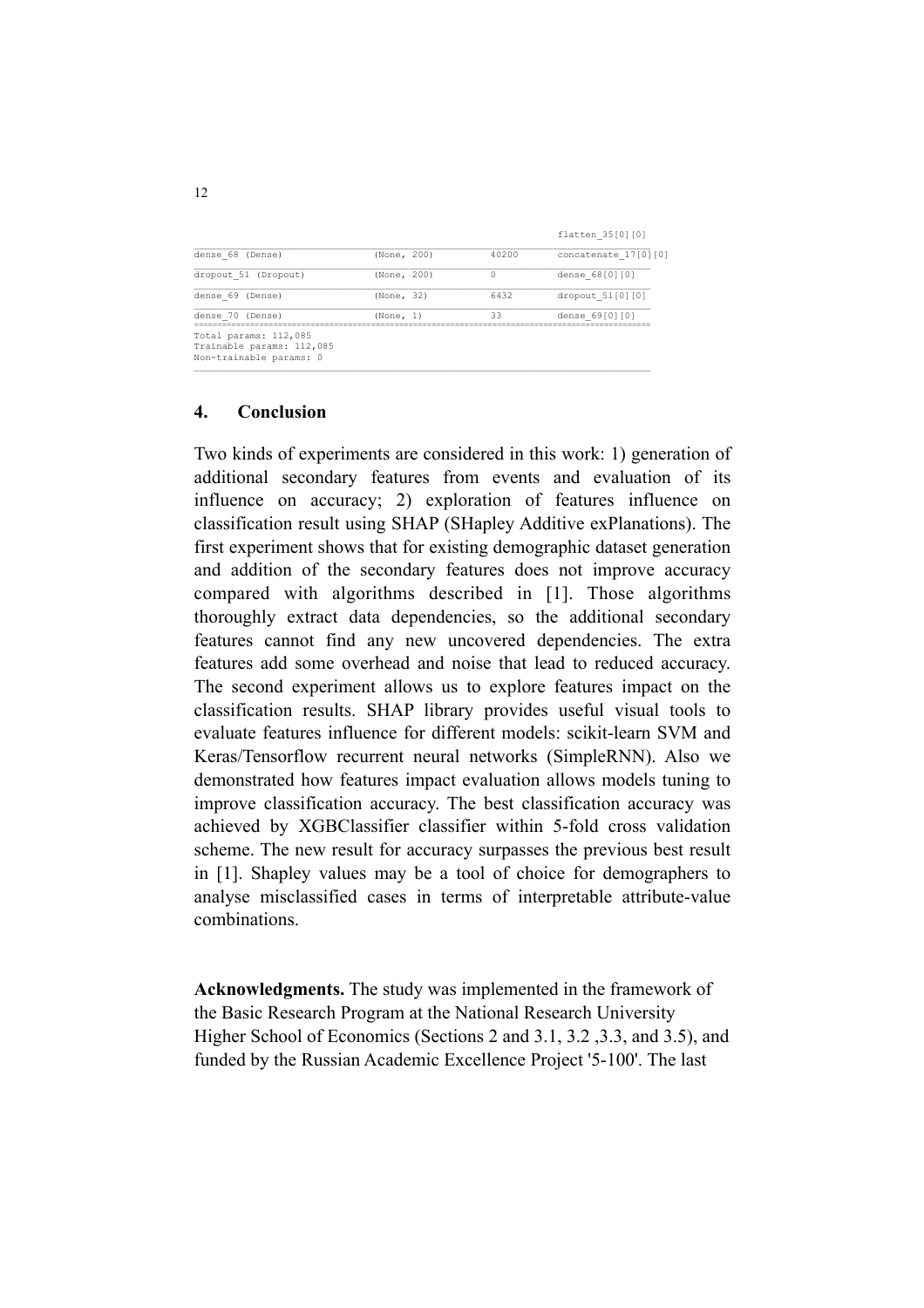```
                                                          flatten_35[0][0]
__________________________________________________________________________________________________
dense_68 (Dense)                (None, 200)          40200       concatenate_17[0][0]
__________________________________________________________________________________________________
dropout_51 (Dropout)            (None, 200)          0           dense_68[0][0]
__________________________________________________________________________________________________
dense_69 (Dense)                (None, 32)           6432        dropout_51[0][0]
__________________________________________________________________________________________________
dense_70 (Dense)                (None, 1)            33          dense_69[0][0]
==================================================================================================
Total params: 112,085
Trainable params: 112,085
Non-trainable params: 0
__________________________________________________________________________________________________
```

## 4. Conclusion

Two kinds of experiments are considered in this work: 1) generation of additional secondary features from events and evaluation of its influence on accuracy; 2) exploration of features influence on classification result using SHAP (SHapley Additive exPlanations). The first experiment shows that for existing demographic dataset generation and addition of the secondary features does not improve accuracy compared with algorithms described in [1]. Those algorithms thoroughly extract data dependencies, so the additional secondary features cannot find any new uncovered dependencies. The extra features add some overhead and noise that lead to reduced accuracy. The second experiment allows us to explore features impact on the classification results. SHAP library provides useful visual tools to evaluate features influence for different models: scikit-learn SVM and Keras/Tensorflow recurrent neural networks (SimpleRNN). Also we demonstrated how features impact evaluation allows models tuning to improve classification accuracy. The best classification accuracy was achieved by XGBClassifier classifier within 5-fold cross validation scheme. The new result for accuracy surpasses the previous best result in [1]. Shapley values may be a tool of choice for demographers to analyse misclassified cases in terms of interpretable attribute-value combinations.

**Acknowledgments.** The study was implemented in the framework of the Basic Research Program at the National Research University Higher School of Economics (Sections 2 and 3.1, 3.2 ,3.3, and 3.5), and funded by the Russian Academic Excellence Project '5-100'. The last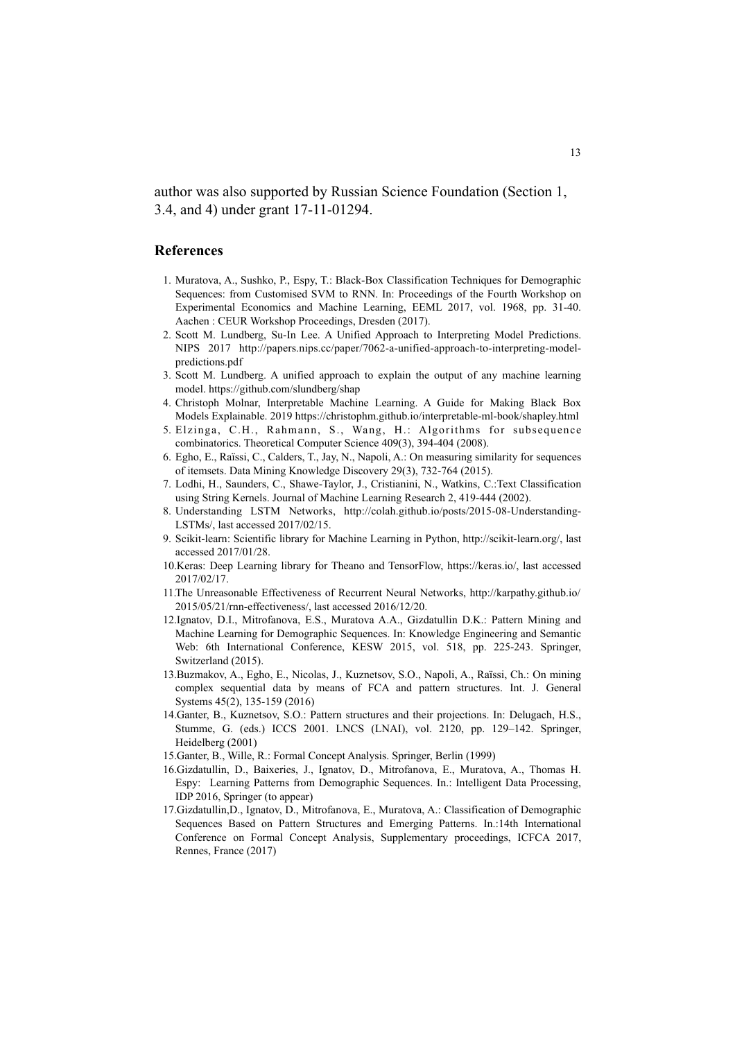author was also supported by Russian Science Foundation (Section 1, 3.4, and 4) under grant 17-11-01294.

## References

1. Muratova, A., Sushko, P., Espy, T.: Black-Box Classification Techniques for Demographic Sequences: from Customised SVM to RNN. In: Proceedings of the Fourth Workshop on Experimental Economics and Machine Learning, EEML 2017, vol. 1968, pp. 31-40. Aachen : CEUR Workshop Proceedings, Dresden (2017).
2. Scott M. Lundberg, Su-In Lee. A Unified Approach to Interpreting Model Predictions. NIPS 2017 http://papers.nips.cc/paper/7062-a-unified-approach-to-interpreting-model-predictions.pdf
3. Scott M. Lundberg. A unified approach to explain the output of any machine learning model. https://github.com/slundberg/shap
4. Christoph Molnar, Interpretable Machine Learning. A Guide for Making Black Box Models Explainable. 2019 https://christophm.github.io/interpretable-ml-book/shapley.html
5. Elzinga, C.H., Rahmann, S., Wang, H.: Algorithms for subsequence combinatorics. Theoretical Computer Science 409(3), 394-404 (2008).
6. Egho, E., Raïssi, C., Calders, T., Jay, N., Napoli, A.: On measuring similarity for sequences of itemsets. Data Mining Knowledge Discovery 29(3), 732-764 (2015).
7. Lodhi, H., Saunders, C., Shawe-Taylor, J., Cristianini, N., Watkins, C.:Text Classification using String Kernels. Journal of Machine Learning Research 2, 419-444 (2002).
8. Understanding LSTM Networks, http://colah.github.io/posts/2015-08-Understanding-LSTMs/, last accessed 2017/02/15.
9. Scikit-learn: Scientific library for Machine Learning in Python, http://scikit-learn.org/, last accessed 2017/01/28.
10. Keras: Deep Learning library for Theano and TensorFlow, https://keras.io/, last accessed 2017/02/17.
11. The Unreasonable Effectiveness of Recurrent Neural Networks, http://karpathy.github.io/2015/05/21/rnn-effectiveness/, last accessed 2016/12/20.
12. Ignatov, D.I., Mitrofanova, E.S., Muratova A.A., Gizdatullin D.K.: Pattern Mining and Machine Learning for Demographic Sequences. In: Knowledge Engineering and Semantic Web: 6th International Conference, KESW 2015, vol. 518, pp. 225-243. Springer, Switzerland (2015).
13. Buzmakov, A., Egho, E., Nicolas, J., Kuznetsov, S.O., Napoli, A., Raïssi, Ch.: On mining complex sequential data by means of FCA and pattern structures. Int. J. General Systems 45(2), 135-159 (2016)
14. Ganter, B., Kuznetsov, S.O.: Pattern structures and their projections. In: Delugach, H.S., Stumme, G. (eds.) ICCS 2001. LNCS (LNAI), vol. 2120, pp. 129–142. Springer, Heidelberg (2001)
15. Ganter, B., Wille, R.: Formal Concept Analysis. Springer, Berlin (1999)
16. Gizdatullin, D., Baixeries, J., Ignatov, D., Mitrofanova, E., Muratova, A., Thomas H. Espy: Learning Patterns from Demographic Sequences. In.: Intelligent Data Processing, IDP 2016, Springer (to appear)
17. Gizdatullin,D., Ignatov, D., Mitrofanova, E., Muratova, A.: Classification of Demographic Sequences Based on Pattern Structures and Emerging Patterns. In.:14th International Conference on Formal Concept Analysis, Supplementary proceedings, ICFCA 2017, Rennes, France (2017)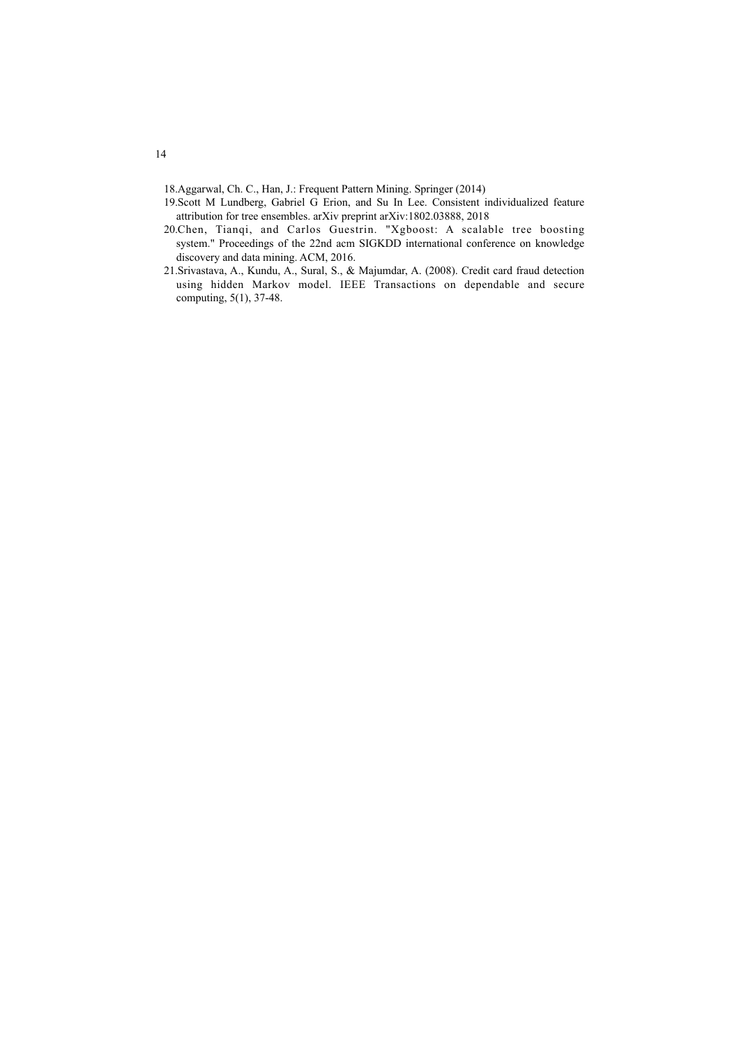18. Aggarwal, Ch. C., Han, J.: Frequent Pattern Mining. Springer (2014)
19. Scott M Lundberg, Gabriel G Erion, and Su In Lee. Consistent individualized feature attribution for tree ensembles. arXiv preprint arXiv:1802.03888, 2018
20. Chen, Tianqi, and Carlos Guestrin. "Xgboost: A scalable tree boosting system." Proceedings of the 22nd acm SIGKDD international conference on knowledge discovery and data mining. ACM, 2016.
21. Srivastava, A., Kundu, A., Sural, S., & Majumdar, A. (2008). Credit card fraud detection using hidden Markov model. IEEE Transactions on dependable and secure computing, 5(1), 37-48.